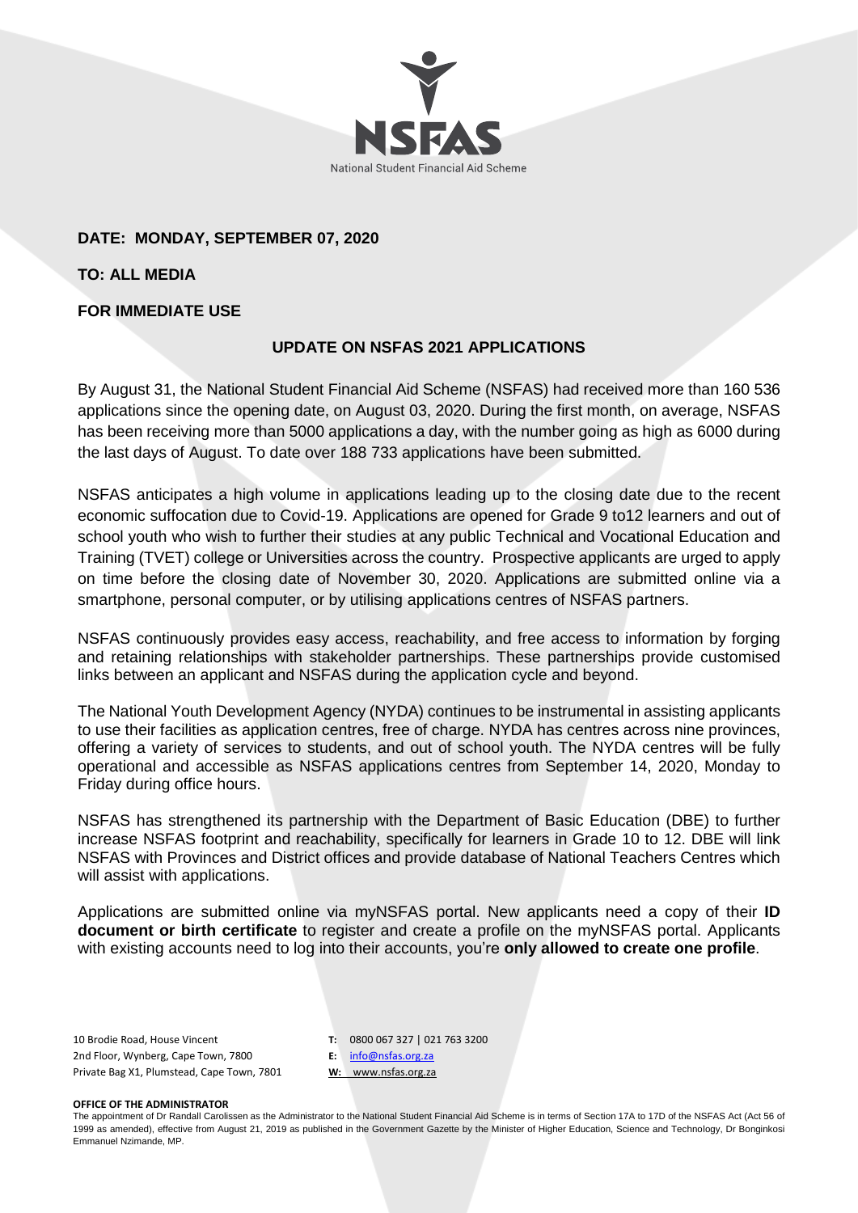NSFAS

National Student Financial Aid Scheme

**DATE: MONDAY, SEPTEMBER 07, 2020**

**TO: ALL MEDIA**

**FOR IMMEDIATE USE**

## UPDATE ON NSFAS 2021 APPLICATIONS

By August 31, the National Student Financial Aid Scheme (NSFAS) had received more than 160 536 applications since the opening date, on August 03, 2020. During the first month, on average, NSFAS has been receiving more than 5000 applications a day, with the number going as high as 6000 during the last days of August. To date over 188 733 applications have been submitted.

NSFAS anticipates a high volume in applications leading up to the closing date due to the recent economic suffocation due to Covid-19. Applications are opened for Grade 9 to12 learners and out of school youth who wish to further their studies at any public Technical and Vocational Education and Training (TVET) college or Universities across the country. Prospective applicants are urged to apply on time before the closing date of November 30, 2020. Applications are submitted online via a smartphone, personal computer, or by utilising applications centres of NSFAS partners.

NSFAS continuously provides easy access, reachability, and free access to information by forging and retaining relationships with stakeholder partnerships. These partnerships provide customised links between an applicant and NSFAS during the application cycle and beyond.

The National Youth Development Agency (NYDA) continues to be instrumental in assisting applicants to use their facilities as application centres, free of charge. NYDA has centres across nine provinces, offering a variety of services to students, and out of school youth. The NYDA centres will be fully operational and accessible as NSFAS applications centres from September 14, 2020, Monday to Friday during office hours.

NSFAS has strengthened its partnership with the Department of Basic Education (DBE) to further increase NSFAS footprint and reachability, specifically for learners in Grade 10 to 12. DBE will link NSFAS with Provinces and District offices and provide database of National Teachers Centres which will assist with applications.

Applications are submitted online via myNSFAS portal. New applicants need a copy of their **ID document or birth certificate** to register and create a profile on the myNSFAS portal. Applicants with existing accounts need to log into their accounts, you're **only allowed to create one profile**.

10 Brodie Road, House Vincent
2nd Floor, Wynberg, Cape Town, 7800
Private Bag X1, Plumstead, Cape Town, 7801

**T:** 0800 067 327 | 021 763 3200
**E:** info@nsfas.org.za
**W:** www.nsfas.org.za

**OFFICE OF THE ADMINISTRATOR**

The appointment of Dr Randall Carolissen as the Administrator to the National Student Financial Aid Scheme is in terms of Section 17A to 17D of the NSFAS Act (Act 56 of 1999 as amended), effective from August 21, 2019 as published in the Government Gazette by the Minister of Higher Education, Science and Technology, Dr Bonginkosi Emmanuel Nzimande, MP.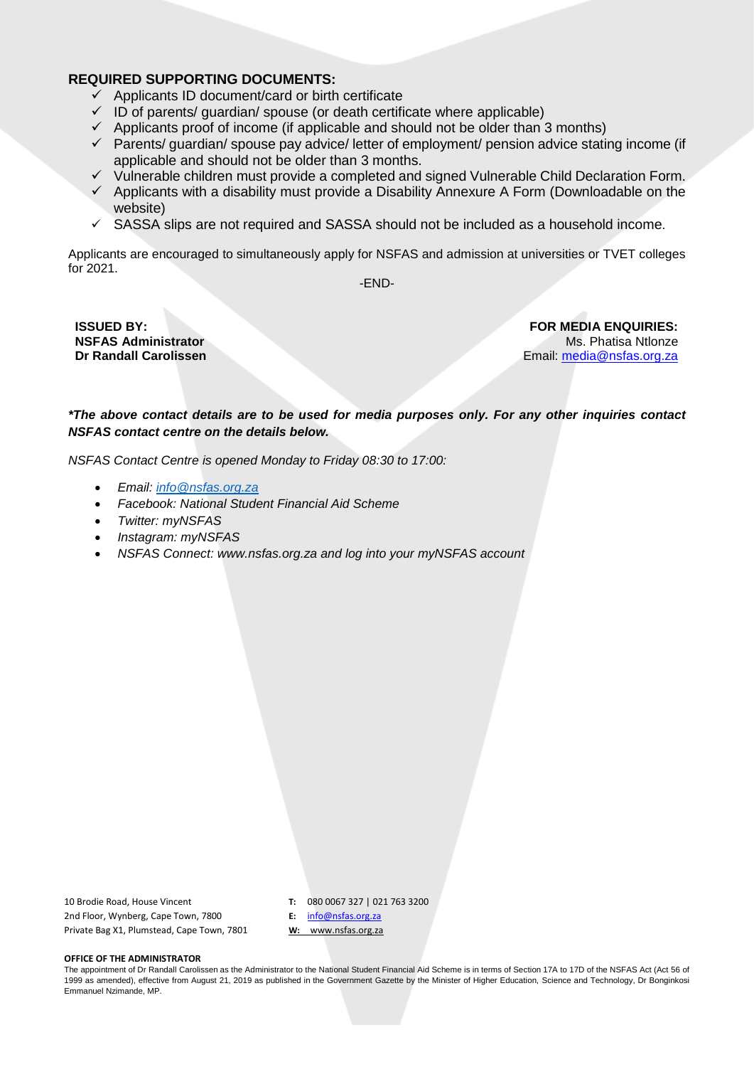## REQUIRED SUPPORTING DOCUMENTS:

- ✓ Applicants ID document/card or birth certificate
- ✓ ID of parents/ guardian/ spouse (or death certificate where applicable)
- ✓ Applicants proof of income (if applicable and should not be older than 3 months)
- ✓ Parents/ guardian/ spouse pay advice/ letter of employment/ pension advice stating income (if applicable and should not be older than 3 months.
- ✓ Vulnerable children must provide a completed and signed Vulnerable Child Declaration Form.
- ✓ Applicants with a disability must provide a Disability Annexure A Form (Downloadable on the website)
- ✓ SASSA slips are not required and SASSA should not be included as a household income.

Applicants are encouraged to simultaneously apply for NSFAS and admission at universities or TVET colleges for 2021.

-END-

**ISSUED BY:**
**NSFAS Administrator**
**Dr Randall Carolissen**

**FOR MEDIA ENQUIRIES:**
Ms. Phatisa Ntlonze
Email: media@nsfas.org.za

***\*The above contact details are to be used for media purposes only. For any other inquiries contact NSFAS contact centre on the details below.***

*NSFAS Contact Centre is opened Monday to Friday 08:30 to 17:00:*

- *Email: info@nsfas.org.za*
- *Facebook: National Student Financial Aid Scheme*
- *Twitter: myNSFAS*
- *Instagram: myNSFAS*
- *NSFAS Connect: www.nsfas.org.za and log into your myNSFAS account*

10 Brodie Road, House Vincent
2nd Floor, Wynberg, Cape Town, 7800
Private Bag X1, Plumstead, Cape Town, 7801

**T:** 080 0067 327 | 021 763 3200
**E:** info@nsfas.org.za
**W:** www.nsfas.org.za

**OFFICE OF THE ADMINISTRATOR**
The appointment of Dr Randall Carolissen as the Administrator to the National Student Financial Aid Scheme is in terms of Section 17A to 17D of the NSFAS Act (Act 56 of 1999 as amended), effective from August 21, 2019 as published in the Government Gazette by the Minister of Higher Education, Science and Technology, Dr Bonginkosi Emmanuel Nzimande, MP.